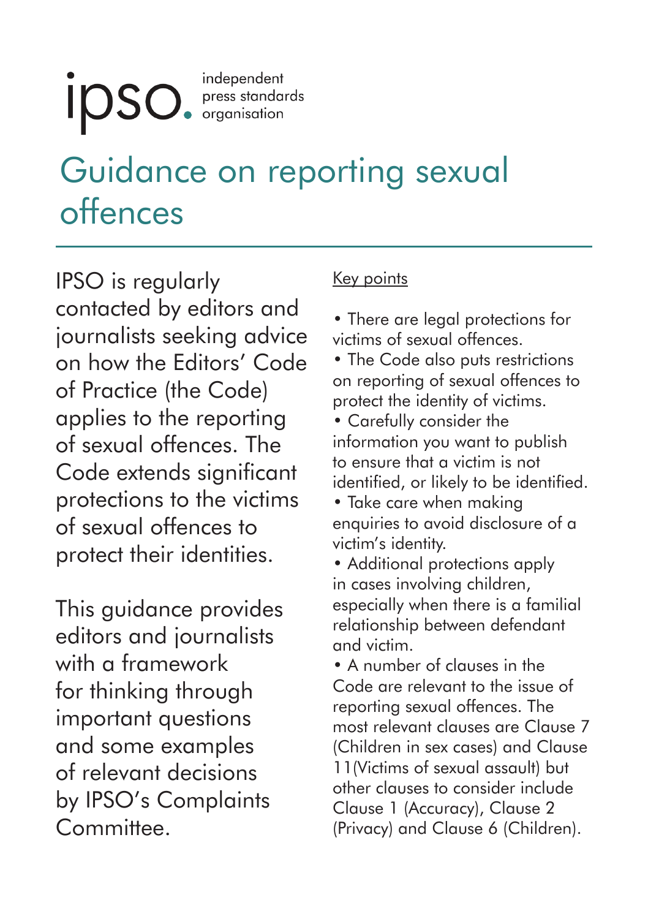ipso. independent press standards organisation

# Guidance on reporting sexual offences

IPSO is regularly contacted by editors and journalists seeking advice on how the Editors' Code of Practice (the Code) applies to the reporting of sexual offences. The Code extends significant protections to the victims of sexual offences to protect their identities.

This guidance provides editors and journalists with a framework for thinking through important questions and some examples of relevant decisions by IPSO's Complaints Committee.

## Key points

- There are legal protections for victims of sexual offences.
- The Code also puts restrictions on reporting of sexual offences to protect the identity of victims.
- Carefully consider the information you want to publish to ensure that a victim is not identified, or likely to be identified.
- Take care when making enquiries to avoid disclosure of a victim's identity.
- Additional protections apply in cases involving children, especially when there is a familial relationship between defendant and victim.
- A number of clauses in the Code are relevant to the issue of reporting sexual offences. The most relevant clauses are Clause 7 (Children in sex cases) and Clause 11(Victims of sexual assault) but other clauses to consider include Clause 1 (Accuracy), Clause 2 (Privacy) and Clause 6 (Children).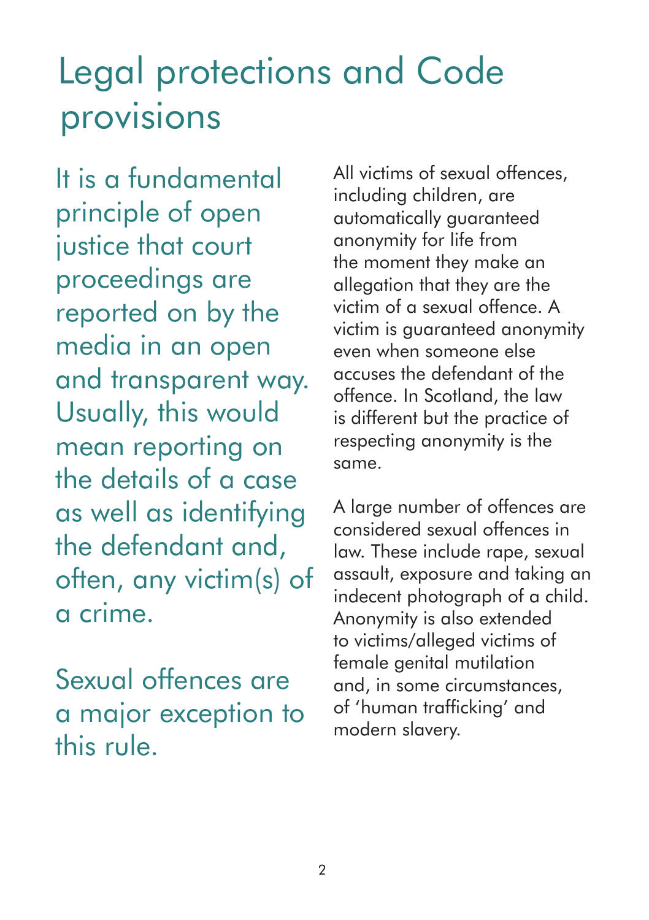# Legal protections and Code provisions

It is a fundamental principle of open justice that court proceedings are reported on by the media in an open and transparent way. Usually, this would mean reporting on the details of a case as well as identifying the defendant and, often, any victim(s) of a crime.

Sexual offences are a major exception to this rule.

All victims of sexual offences, including children, are automatically guaranteed anonymity for life from the moment they make an allegation that they are the victim of a sexual offence. A victim is guaranteed anonymity even when someone else accuses the defendant of the offence. In Scotland, the law is different but the practice of respecting anonymity is the same.

A large number of offences are considered sexual offences in law. These include rape, sexual assault, exposure and taking an indecent photograph of a child. Anonymity is also extended to victims/alleged victims of female genital mutilation and, in some circumstances, of 'human trafficking' and modern slavery.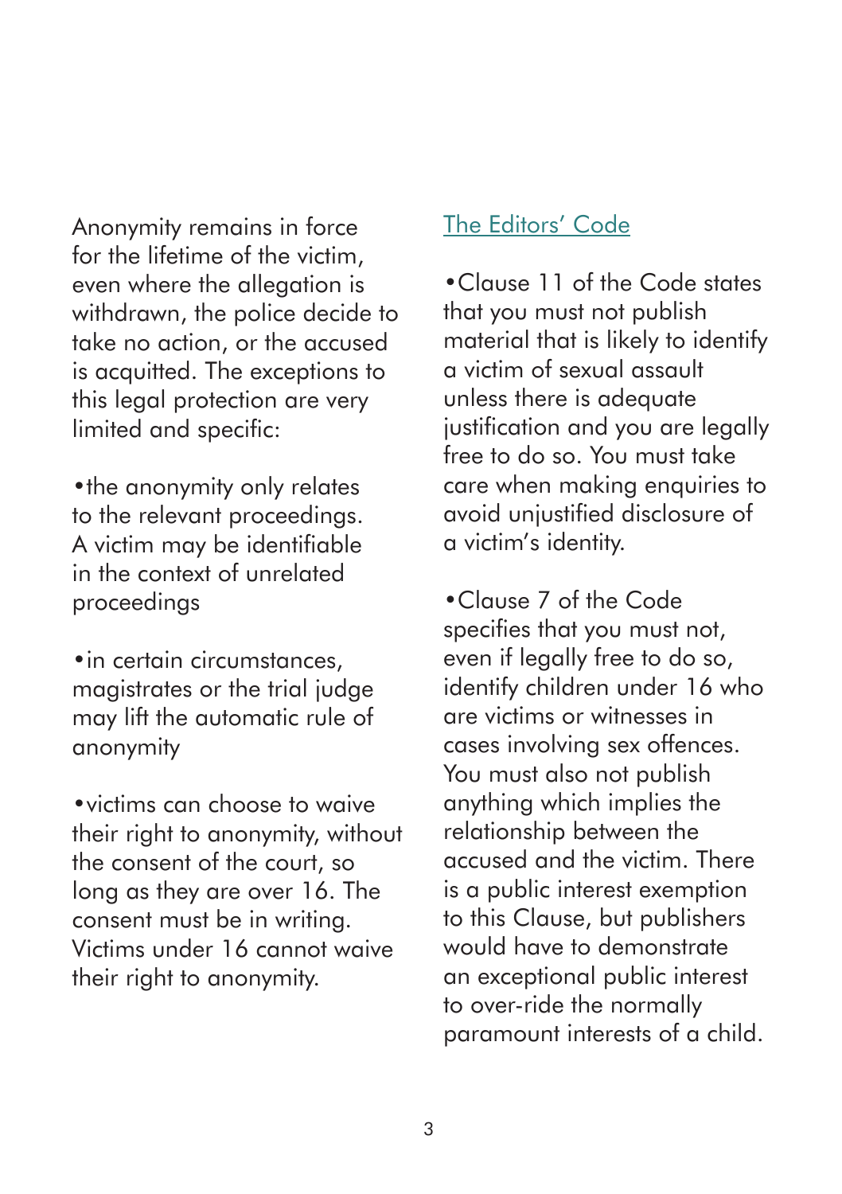Anonymity remains in force for the lifetime of the victim, even where the allegation is withdrawn, the police decide to take no action, or the accused is acquitted. The exceptions to this legal protection are very limited and specific:

- the anonymity only relates to the relevant proceedings. A victim may be identifiable in the context of unrelated proceedings
- in certain circumstances, magistrates or the trial judge may lift the automatic rule of anonymity
- victims can choose to waive their right to anonymity, without the consent of the court, so long as they are over 16. The consent must be in writing. Victims under 16 cannot waive their right to anonymity.

## The Editors' Code

- Clause 11 of the Code states that you must not publish material that is likely to identify a victim of sexual assault unless there is adequate justification and you are legally free to do so. You must take care when making enquiries to avoid unjustified disclosure of a victim's identity.
- Clause 7 of the Code specifies that you must not, even if legally free to do so, identify children under 16 who are victims or witnesses in cases involving sex offences. You must also not publish anything which implies the relationship between the accused and the victim. There is a public interest exemption to this Clause, but publishers would have to demonstrate an exceptional public interest to over-ride the normally paramount interests of a child.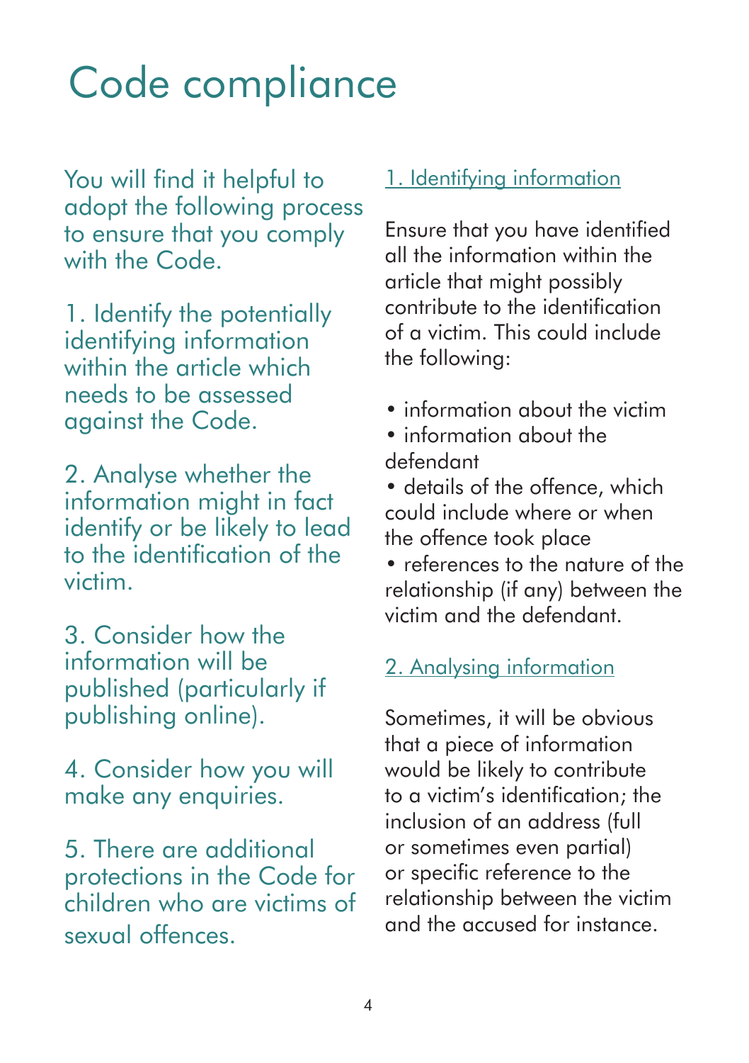# Code compliance

You will find it helpful to adopt the following process to ensure that you comply with the Code.

1. Identify the potentially identifying information within the article which needs to be assessed against the Code.

2. Analyse whether the information might in fact identify or be likely to lead to the identification of the victim.

3. Consider how the information will be published (particularly if publishing online).

4. Consider how you will make any enquiries.

5. There are additional protections in the Code for children who are victims of sexual offences.

## 1. Identifying information

Ensure that you have identified all the information within the article that might possibly contribute to the identification of a victim. This could include the following:

- information about the victim
- information about the defendant
- details of the offence, which could include where or when the offence took place
- references to the nature of the relationship (if any) between the victim and the defendant.

## 2. Analysing information

Sometimes, it will be obvious that a piece of information would be likely to contribute to a victim's identification; the inclusion of an address (full or sometimes even partial) or specific reference to the relationship between the victim and the accused for instance.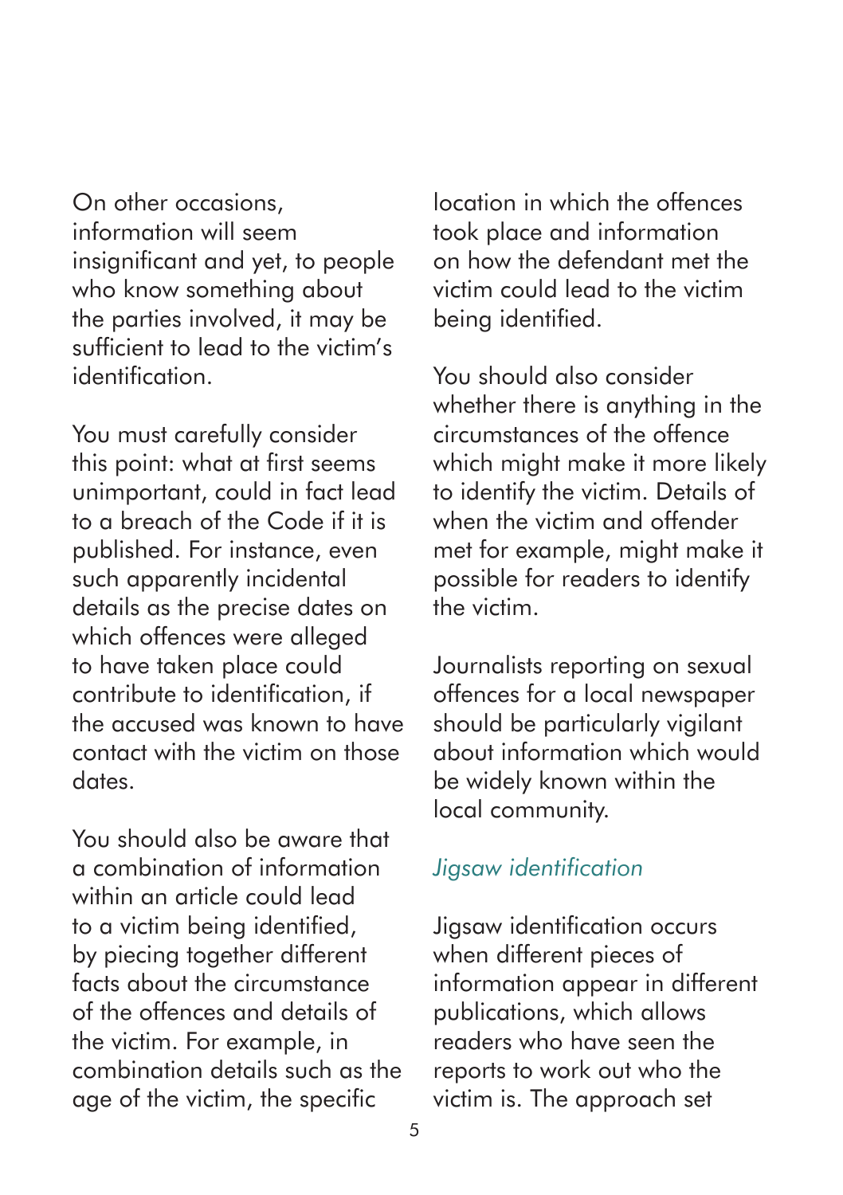On other occasions, information will seem insignificant and yet, to people who know something about the parties involved, it may be sufficient to lead to the victim's identification.

You must carefully consider this point: what at first seems unimportant, could in fact lead to a breach of the Code if it is published. For instance, even such apparently incidental details as the precise dates on which offences were alleged to have taken place could contribute to identification, if the accused was known to have contact with the victim on those dates.

You should also be aware that a combination of information within an article could lead to a victim being identified, by piecing together different facts about the circumstance of the offences and details of the victim. For example, in combination details such as the age of the victim, the specific location in which the offences took place and information on how the defendant met the victim could lead to the victim being identified.

You should also consider whether there is anything in the circumstances of the offence which might make it more likely to identify the victim. Details of when the victim and offender met for example, might make it possible for readers to identify the victim.

Journalists reporting on sexual offences for a local newspaper should be particularly vigilant about information which would be widely known within the local community.

### *Jigsaw identification*

Jigsaw identification occurs when different pieces of information appear in different publications, which allows readers who have seen the reports to work out who the victim is. The approach set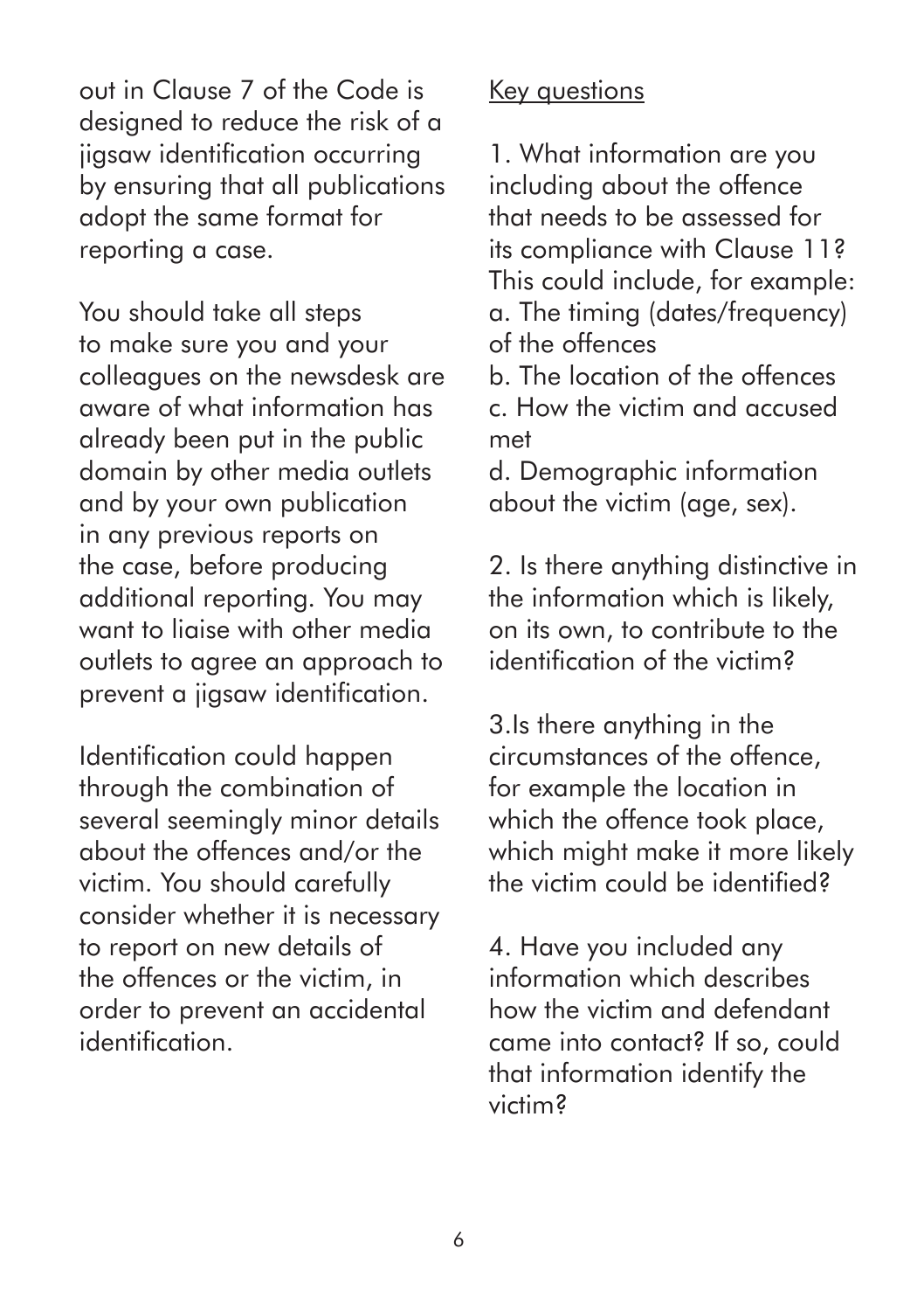out in Clause 7 of the Code is designed to reduce the risk of a jigsaw identification occurring by ensuring that all publications adopt the same format for reporting a case.

You should take all steps to make sure you and your colleagues on the newsdesk are aware of what information has already been put in the public domain by other media outlets and by your own publication in any previous reports on the case, before producing additional reporting. You may want to liaise with other media outlets to agree an approach to prevent a jigsaw identification.

Identification could happen through the combination of several seemingly minor details about the offences and/or the victim. You should carefully consider whether it is necessary to report on new details of the offences or the victim, in order to prevent an accidental identification.

<u>Key questions</u>

1. What information are you including about the offence that needs to be assessed for its compliance with Clause 11? This could include, for example:
a. The timing (dates/frequency) of the offences
b. The location of the offences
c. How the victim and accused met
d. Demographic information about the victim (age, sex).

2. Is there anything distinctive in the information which is likely, on its own, to contribute to the identification of the victim?

3.Is there anything in the circumstances of the offence, for example the location in which the offence took place, which might make it more likely the victim could be identified?

4. Have you included any information which describes how the victim and defendant came into contact? If so, could that information identify the victim?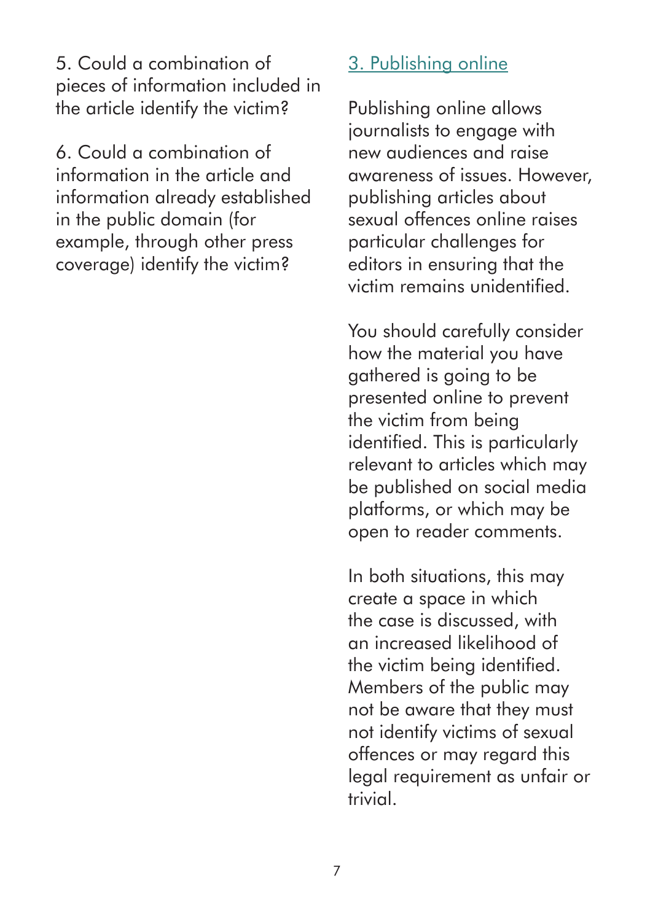5. Could a combination of pieces of information included in the article identify the victim?

6. Could a combination of information in the article and information already established in the public domain (for example, through other press coverage) identify the victim?

## 3. Publishing online

Publishing online allows journalists to engage with new audiences and raise awareness of issues. However, publishing articles about sexual offences online raises particular challenges for editors in ensuring that the victim remains unidentified.

You should carefully consider how the material you have gathered is going to be presented online to prevent the victim from being identified. This is particularly relevant to articles which may be published on social media platforms, or which may be open to reader comments.

In both situations, this may create a space in which the case is discussed, with an increased likelihood of the victim being identified. Members of the public may not be aware that they must not identify victims of sexual offences or may regard this legal requirement as unfair or trivial.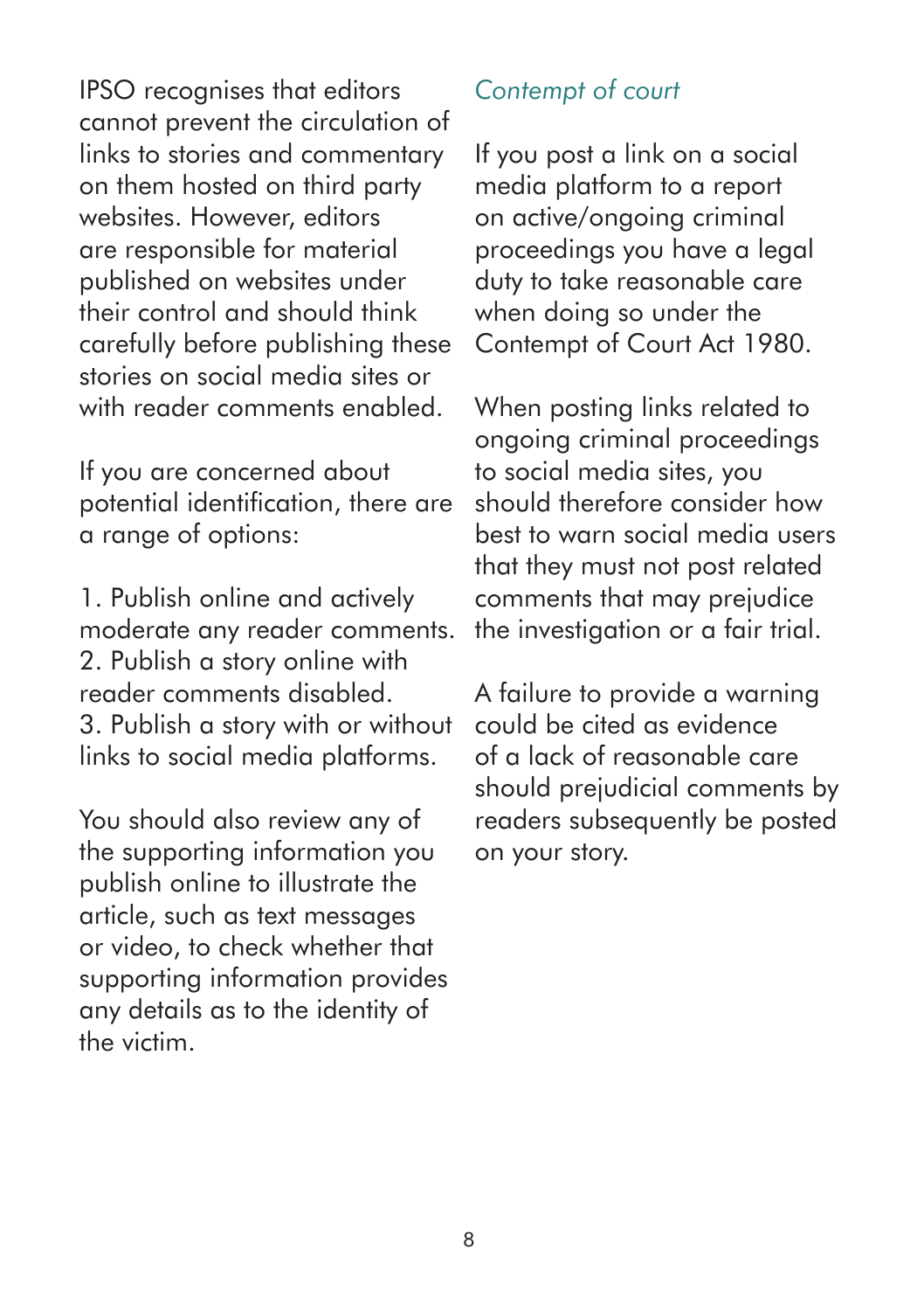IPSO recognises that editors cannot prevent the circulation of links to stories and commentary on them hosted on third party websites. However, editors are responsible for material published on websites under their control and should think carefully before publishing these stories on social media sites or with reader comments enabled.

If you are concerned about potential identification, there are a range of options:

1. Publish online and actively moderate any reader comments.
2. Publish a story online with reader comments disabled.
3. Publish a story with or without links to social media platforms.

You should also review any of the supporting information you publish online to illustrate the article, such as text messages or video, to check whether that supporting information provides any details as to the identity of the victim.

### *Contempt of court*

If you post a link on a social media platform to a report on active/ongoing criminal proceedings you have a legal duty to take reasonable care when doing so under the Contempt of Court Act 1980.

When posting links related to ongoing criminal proceedings to social media sites, you should therefore consider how best to warn social media users that they must not post related comments that may prejudice the investigation or a fair trial.

A failure to provide a warning could be cited as evidence of a lack of reasonable care should prejudicial comments by readers subsequently be posted on your story.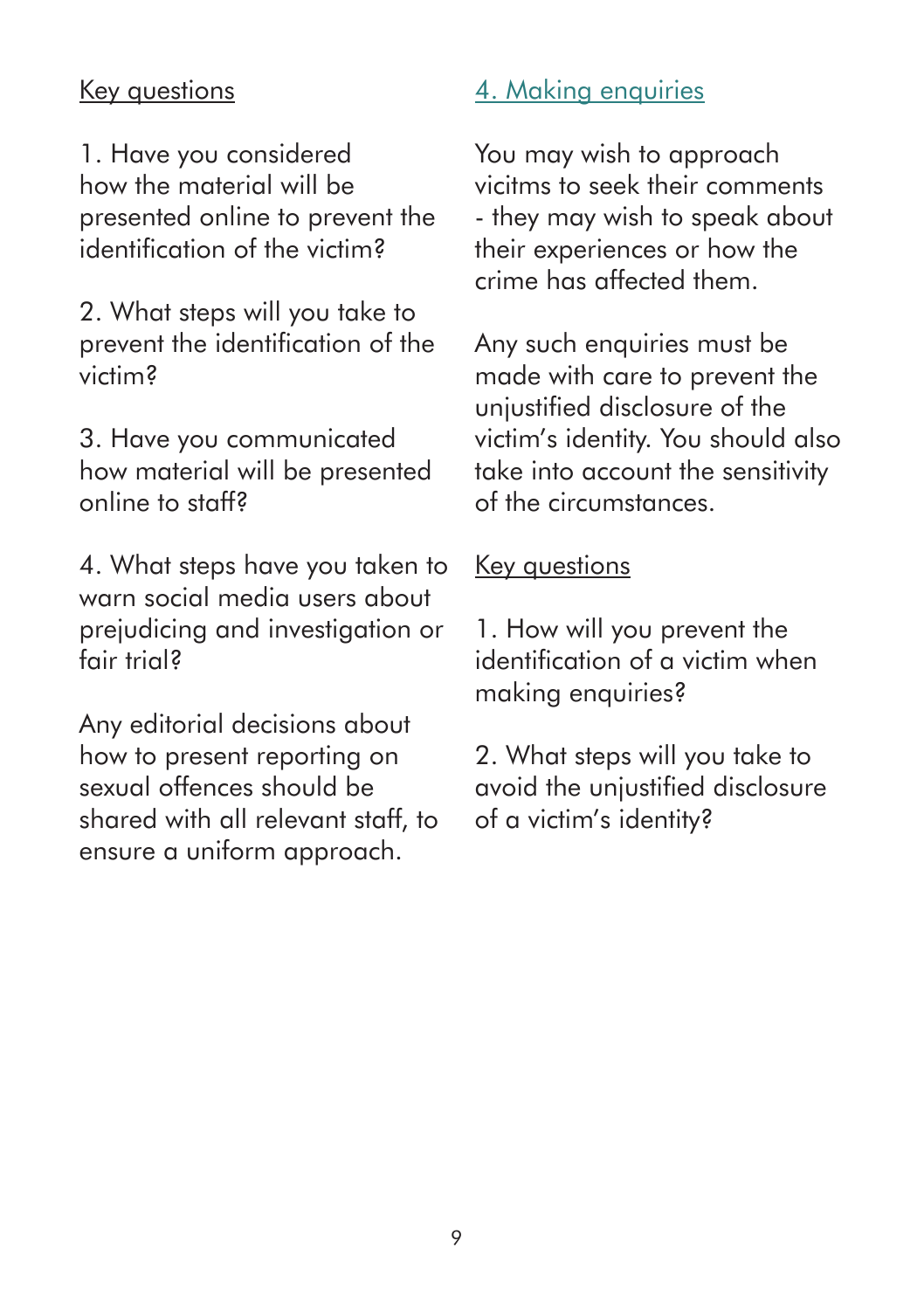Key questions

1. Have you considered how the material will be presented online to prevent the identification of the victim?

2. What steps will you take to prevent the identification of the victim?

3. Have you communicated how material will be presented online to staff?

4. What steps have you taken to warn social media users about prejudicing and investigation or fair trial?

Any editorial decisions about how to present reporting on sexual offences should be shared with all relevant staff, to ensure a uniform approach.

## 4. Making enquiries

You may wish to approach vicitms to seek their comments - they may wish to speak about their experiences or how the crime has affected them.

Any such enquiries must be made with care to prevent the unjustified disclosure of the victim's identity. You should also take into account the sensitivity of the circumstances.

Key questions

1. How will you prevent the identification of a victim when making enquiries?

2. What steps will you take to avoid the unjustified disclosure of a victim's identity?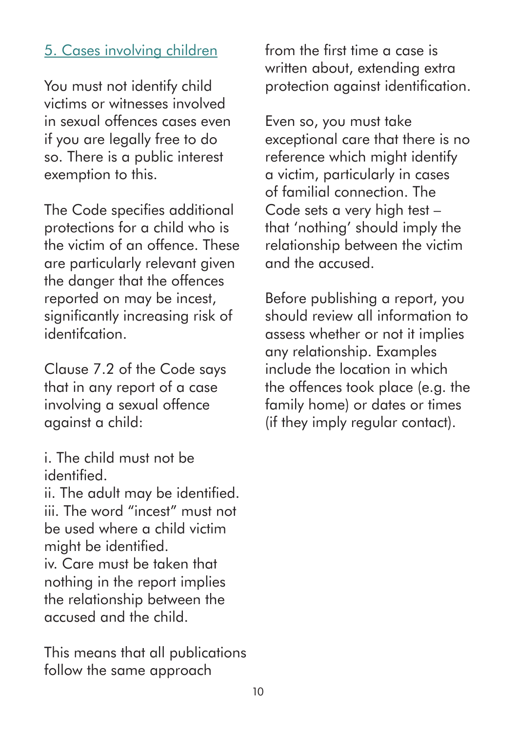## 5. Cases involving children

You must not identify child victims or witnesses involved in sexual offences cases even if you are legally free to do so. There is a public interest exemption to this.

The Code specifies additional protections for a child who is the victim of an offence. These are particularly relevant given the danger that the offences reported on may be incest, significantly increasing risk of identifcation.

Clause 7.2 of the Code says that in any report of a case involving a sexual offence against a child:

i. The child must not be identified.
ii. The adult may be identified.
iii. The word "incest" must not be used where a child victim might be identified.
iv. Care must be taken that nothing in the report implies the relationship between the accused and the child.

This means that all publications follow the same approach from the first time a case is written about, extending extra protection against identification.

Even so, you must take exceptional care that there is no reference which might identify a victim, particularly in cases of familial connection. The Code sets a very high test – that 'nothing' should imply the relationship between the victim and the accused.

Before publishing a report, you should review all information to assess whether or not it implies any relationship. Examples include the location in which the offences took place (e.g. the family home) or dates or times (if they imply regular contact).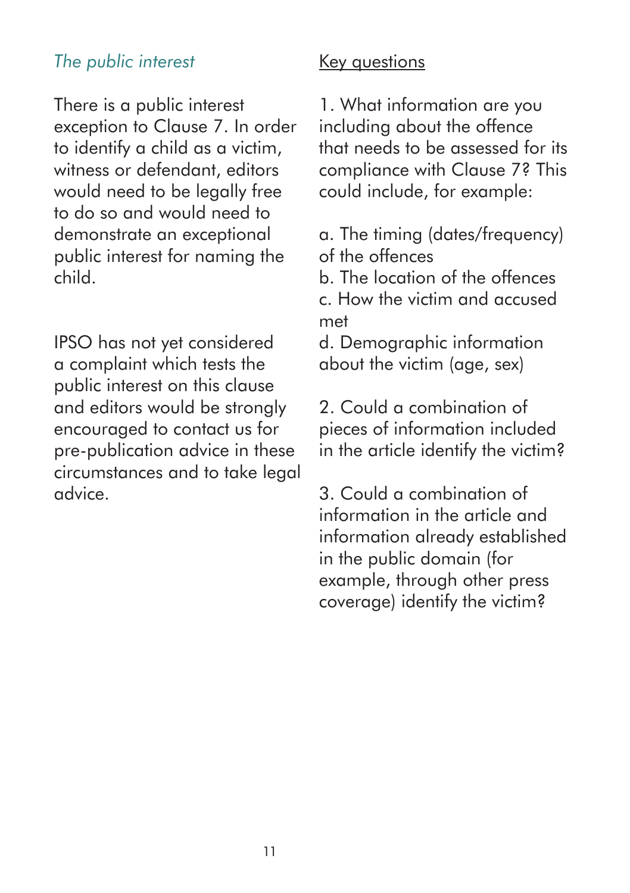### *The public interest*

There is a public interest exception to Clause 7. In order to identify a child as a victim, witness or defendant, editors would need to be legally free to do so and would need to demonstrate an exceptional public interest for naming the child.

IPSO has not yet considered a complaint which tests the public interest on this clause and editors would be strongly encouraged to contact us for pre-publication advice in these circumstances and to take legal advice.

### Key questions

1. What information are you including about the offence that needs to be assessed for its compliance with Clause 7? This could include, for example:

a. The timing (dates/frequency) of the offences
b. The location of the offences
c. How the victim and accused met
d. Demographic information about the victim (age, sex)

2. Could a combination of pieces of information included in the article identify the victim?

3. Could a combination of information in the article and information already established in the public domain (for example, through other press coverage) identify the victim?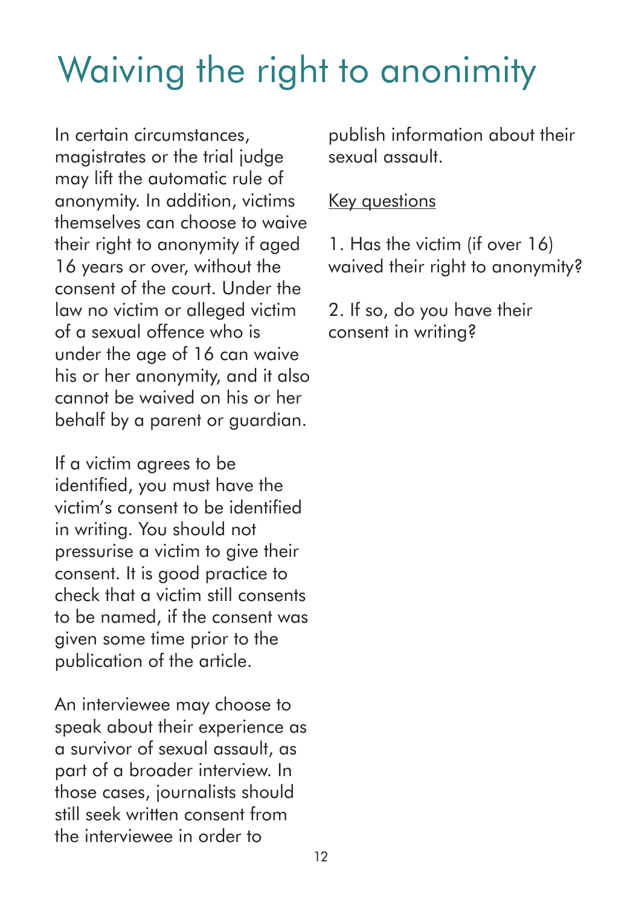# Waiving the right to anonimity

In certain circumstances, magistrates or the trial judge may lift the automatic rule of anonymity. In addition, victims themselves can choose to waive their right to anonymity if aged 16 years or over, without the consent of the court. Under the law no victim or alleged victim of a sexual offence who is under the age of 16 can waive his or her anonymity, and it also cannot be waived on his or her behalf by a parent or guardian.

If a victim agrees to be identified, you must have the victim's consent to be identified in writing. You should not pressurise a victim to give their consent. It is good practice to check that a victim still consents to be named, if the consent was given some time prior to the publication of the article.

An interviewee may choose to speak about their experience as a survivor of sexual assault, as part of a broader interview. In those cases, journalists should still seek written consent from the interviewee in order to publish information about their sexual assault.

Key questions

1. Has the victim (if over 16) waived their right to anonymity?

2. If so, do you have their consent in writing?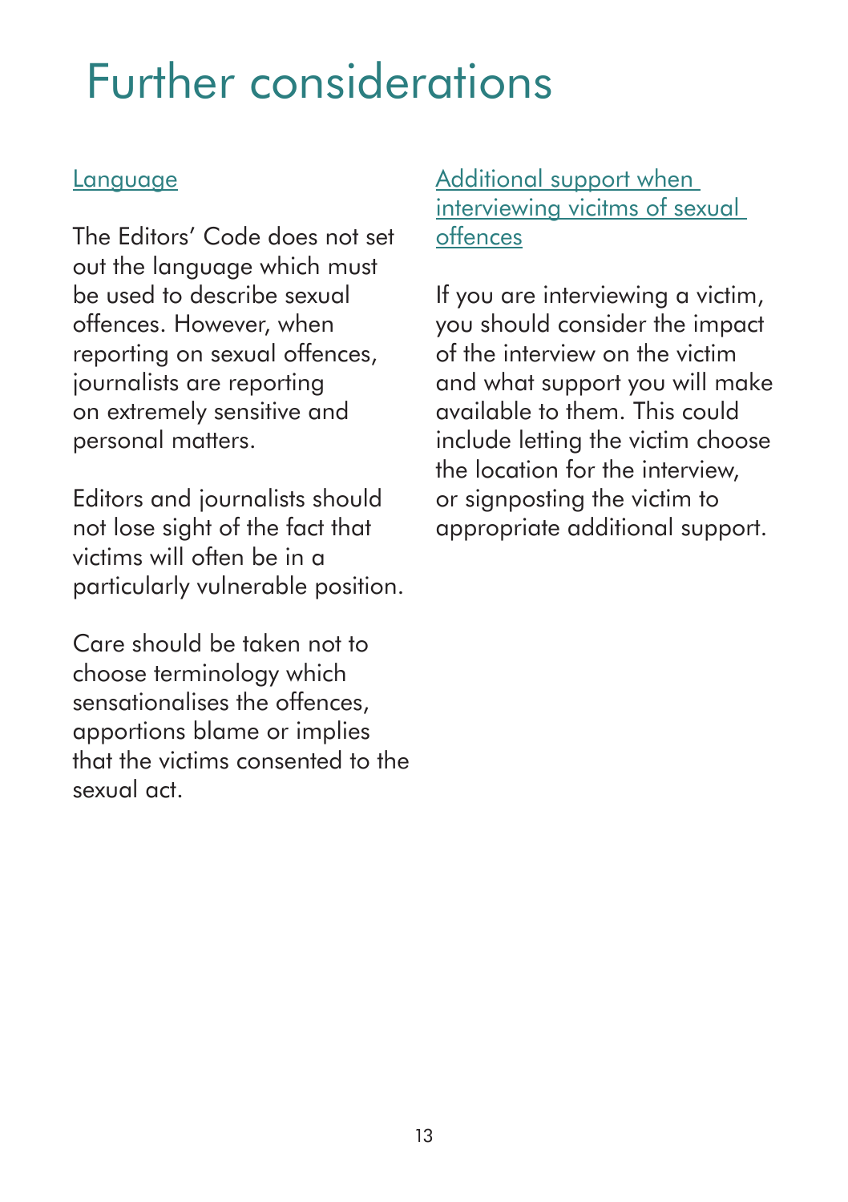# Further considerations

## Language

The Editors' Code does not set out the language which must be used to describe sexual offences. However, when reporting on sexual offences, journalists are reporting on extremely sensitive and personal matters.

Editors and journalists should not lose sight of the fact that victims will often be in a particularly vulnerable position.

Care should be taken not to choose terminology which sensationalises the offences, apportions blame or implies that the victims consented to the sexual act.

## Additional support when interviewing vicitms of sexual offences

If you are interviewing a victim, you should consider the impact of the interview on the victim and what support you will make available to them. This could include letting the victim choose the location for the interview, or signposting the victim to appropriate additional support.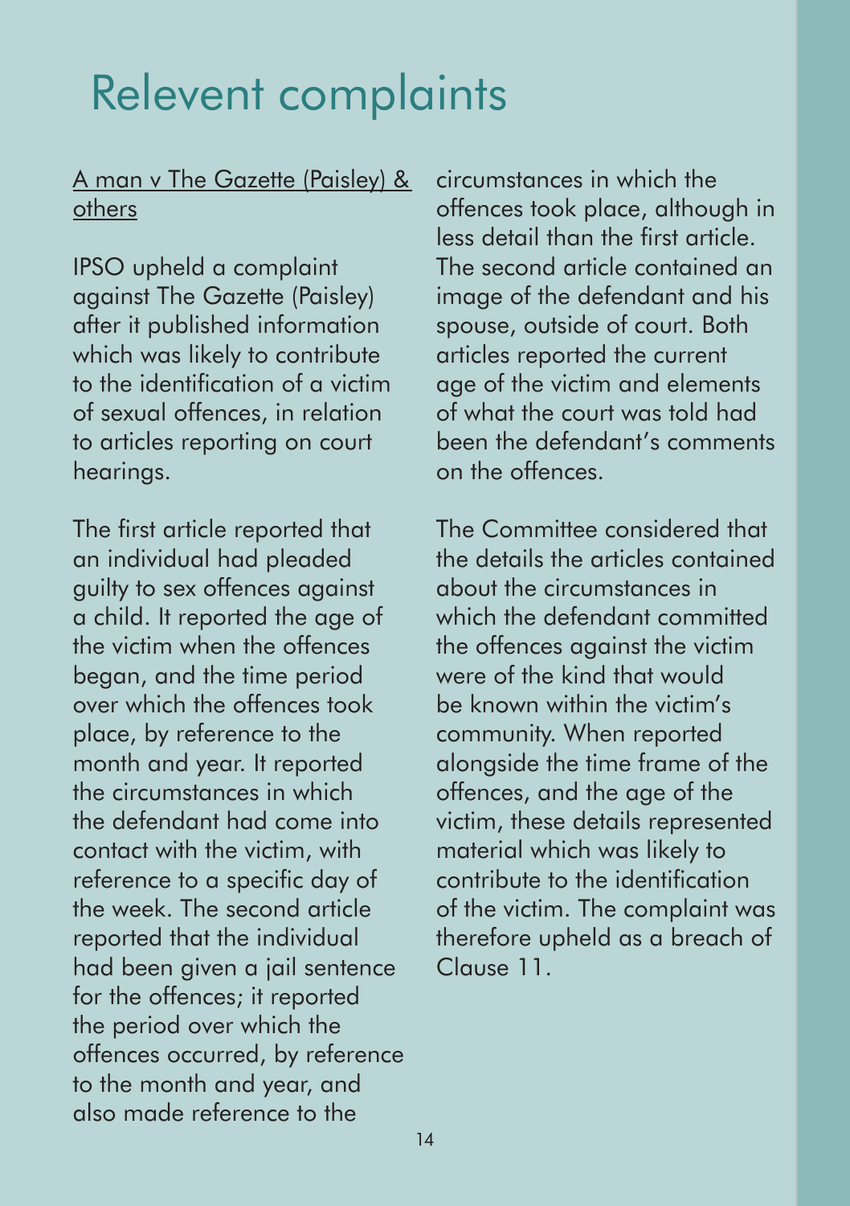# Relevent complaints

A man v The Gazette (Paisley) & others

IPSO upheld a complaint against The Gazette (Paisley) after it published information which was likely to contribute to the identification of a victim of sexual offences, in relation to articles reporting on court hearings.

The first article reported that an individual had pleaded guilty to sex offences against a child. It reported the age of the victim when the offences began, and the time period over which the offences took place, by reference to the month and year. It reported the circumstances in which the defendant had come into contact with the victim, with reference to a specific day of the week. The second article reported that the individual had been given a jail sentence for the offences; it reported the period over which the offences occurred, by reference to the month and year, and also made reference to the circumstances in which the offences took place, although in less detail than the first article. The second article contained an image of the defendant and his spouse, outside of court. Both articles reported the current age of the victim and elements of what the court was told had been the defendant's comments on the offences.

The Committee considered that the details the articles contained about the circumstances in which the defendant committed the offences against the victim were of the kind that would be known within the victim's community. When reported alongside the time frame of the offences, and the age of the victim, these details represented material which was likely to contribute to the identification of the victim. The complaint was therefore upheld as a breach of Clause 11.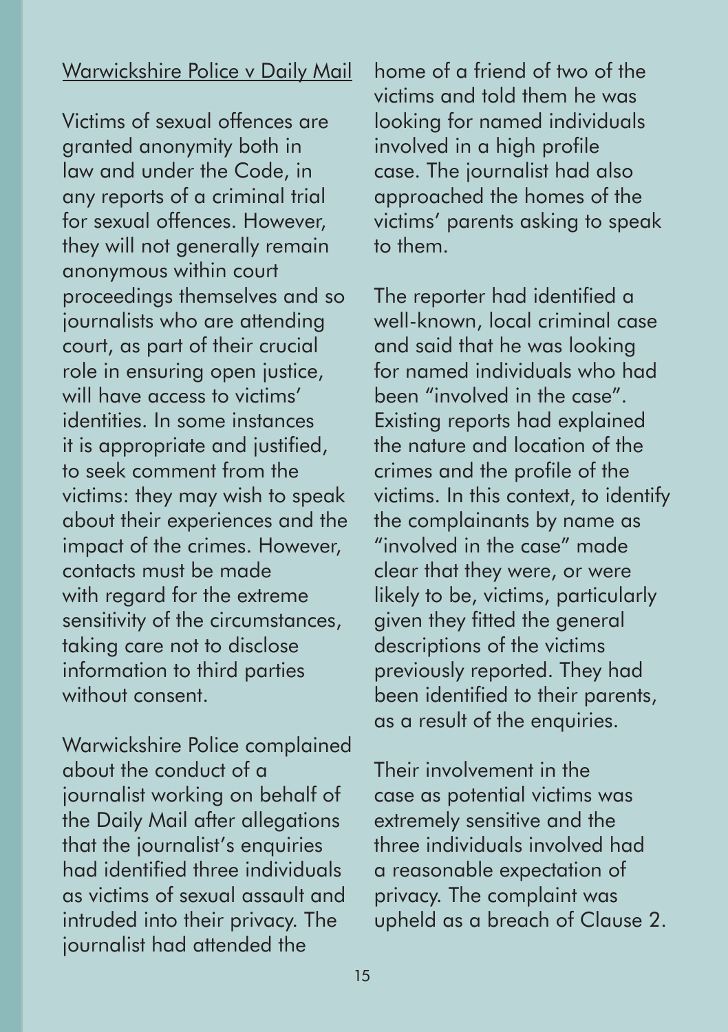Warwickshire Police v Daily Mail

Victims of sexual offences are granted anonymity both in law and under the Code, in any reports of a criminal trial for sexual offences. However, they will not generally remain anonymous within court proceedings themselves and so journalists who are attending court, as part of their crucial role in ensuring open justice, will have access to victims' identities. In some instances it is appropriate and justified, to seek comment from the victims: they may wish to speak about their experiences and the impact of the crimes. However, contacts must be made with regard for the extreme sensitivity of the circumstances, taking care not to disclose information to third parties without consent.

Warwickshire Police complained about the conduct of a journalist working on behalf of the Daily Mail after allegations that the journalist's enquiries had identified three individuals as victims of sexual assault and intruded into their privacy. The journalist had attended the home of a friend of two of the victims and told them he was looking for named individuals involved in a high profile case. The journalist had also approached the homes of the victims' parents asking to speak to them.

The reporter had identified a well-known, local criminal case and said that he was looking for named individuals who had been "involved in the case". Existing reports had explained the nature and location of the crimes and the profile of the victims. In this context, to identify the complainants by name as "involved in the case" made clear that they were, or were likely to be, victims, particularly given they fitted the general descriptions of the victims previously reported. They had been identified to their parents, as a result of the enquiries.

Their involvement in the case as potential victims was extremely sensitive and the three individuals involved had a reasonable expectation of privacy. The complaint was upheld as a breach of Clause 2.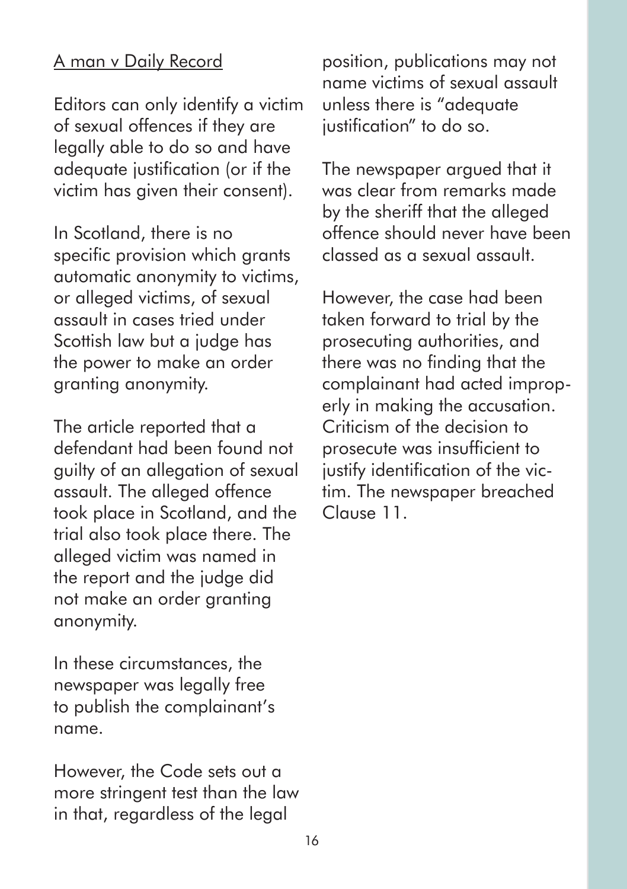A man v Daily Record

Editors can only identify a victim of sexual offences if they are legally able to do so and have adequate justification (or if the victim has given their consent).

In Scotland, there is no specific provision which grants automatic anonymity to victims, or alleged victims, of sexual assault in cases tried under Scottish law but a judge has the power to make an order granting anonymity.

The article reported that a defendant had been found not guilty of an allegation of sexual assault. The alleged offence took place in Scotland, and the trial also took place there. The alleged victim was named in the report and the judge did not make an order granting anonymity.

In these circumstances, the newspaper was legally free to publish the complainant's name.

However, the Code sets out a more stringent test than the law in that, regardless of the legal position, publications may not name victims of sexual assault unless there is "adequate justification" to do so.

The newspaper argued that it was clear from remarks made by the sheriff that the alleged offence should never have been classed as a sexual assault.

However, the case had been taken forward to trial by the prosecuting authorities, and there was no finding that the complainant had acted improperly in making the accusation. Criticism of the decision to prosecute was insufficient to justify identification of the victim. The newspaper breached Clause 11.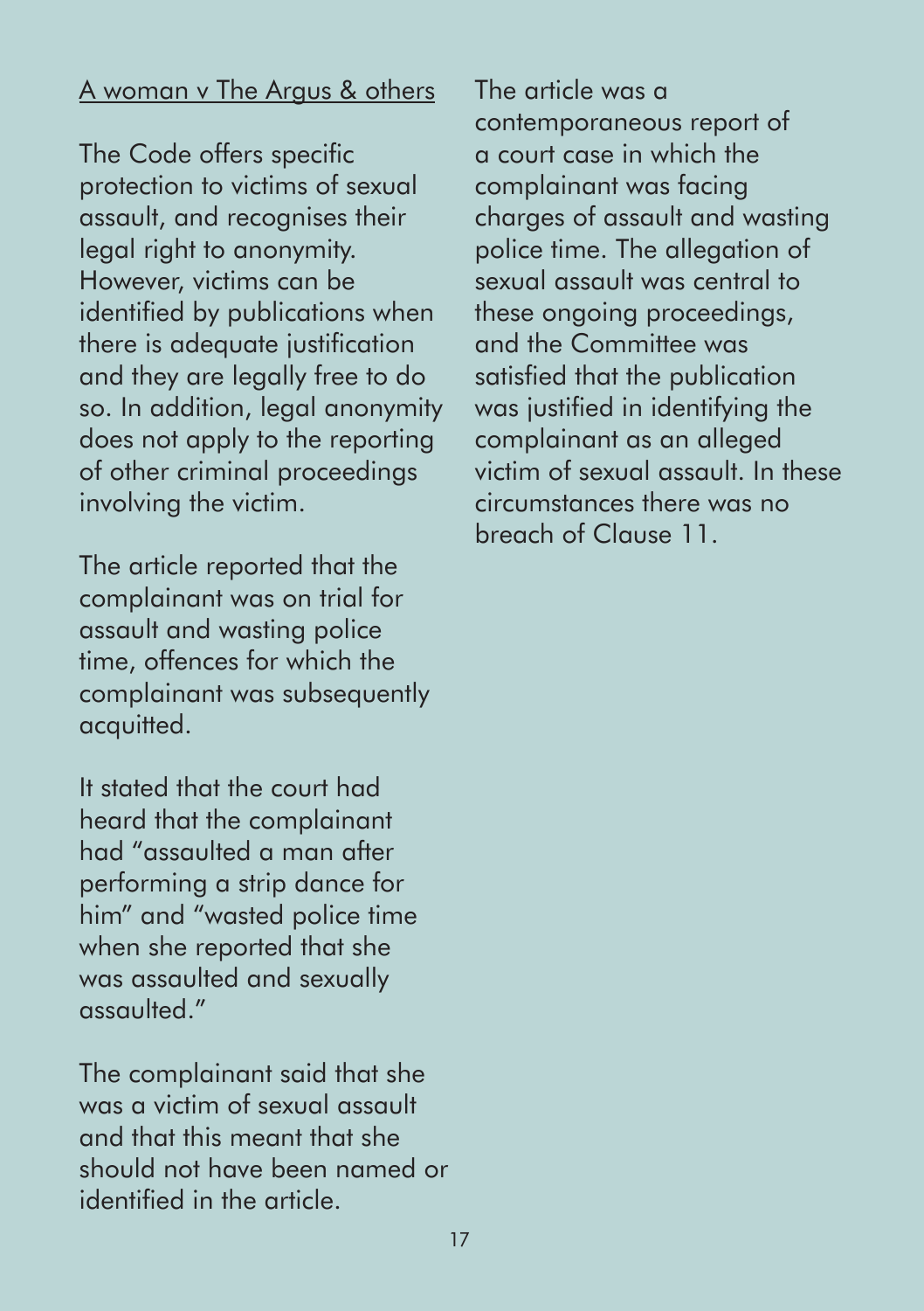A woman v The Argus & others

The Code offers specific protection to victims of sexual assault, and recognises their legal right to anonymity. However, victims can be identified by publications when there is adequate justification and they are legally free to do so. In addition, legal anonymity does not apply to the reporting of other criminal proceedings involving the victim.

The article reported that the complainant was on trial for assault and wasting police time, offences for which the complainant was subsequently acquitted.

It stated that the court had heard that the complainant had "assaulted a man after performing a strip dance for him" and "wasted police time when she reported that she was assaulted and sexually assaulted."

The complainant said that she was a victim of sexual assault and that this meant that she should not have been named or identified in the article.

The article was a contemporaneous report of a court case in which the complainant was facing charges of assault and wasting police time. The allegation of sexual assault was central to these ongoing proceedings, and the Committee was satisfied that the publication was justified in identifying the complainant as an alleged victim of sexual assault. In these circumstances there was no breach of Clause 11.